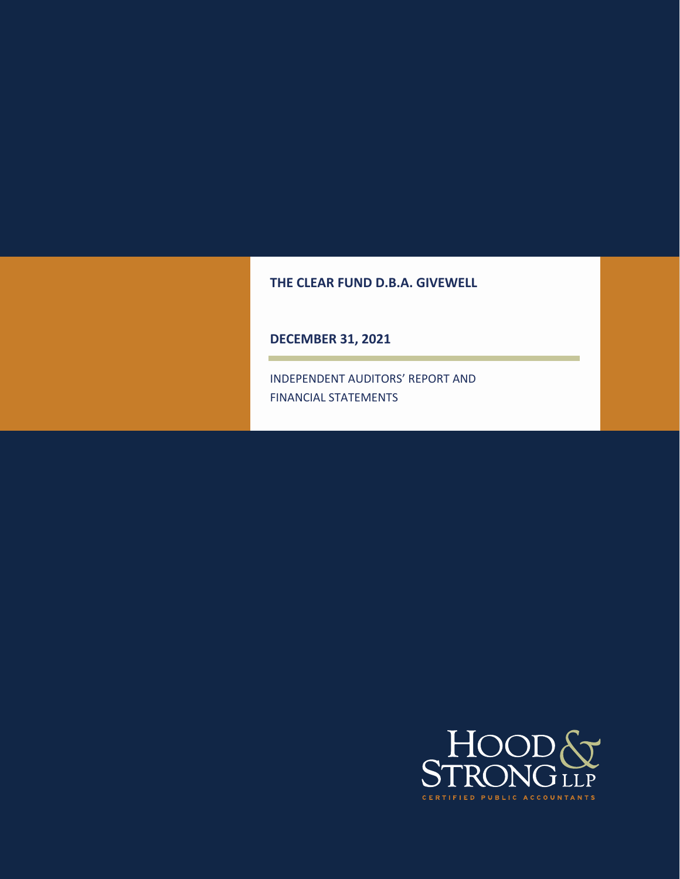# THE CLEAR FUND D.B.A. GIVEWELL

## DECEMBER 31, 2021

INDEPENDENT AUDITORS' REPORT AND
FINANCIAL STATEMENTS

HOOD & STRONG LLP
CERTIFIED PUBLIC ACCOUNTANTS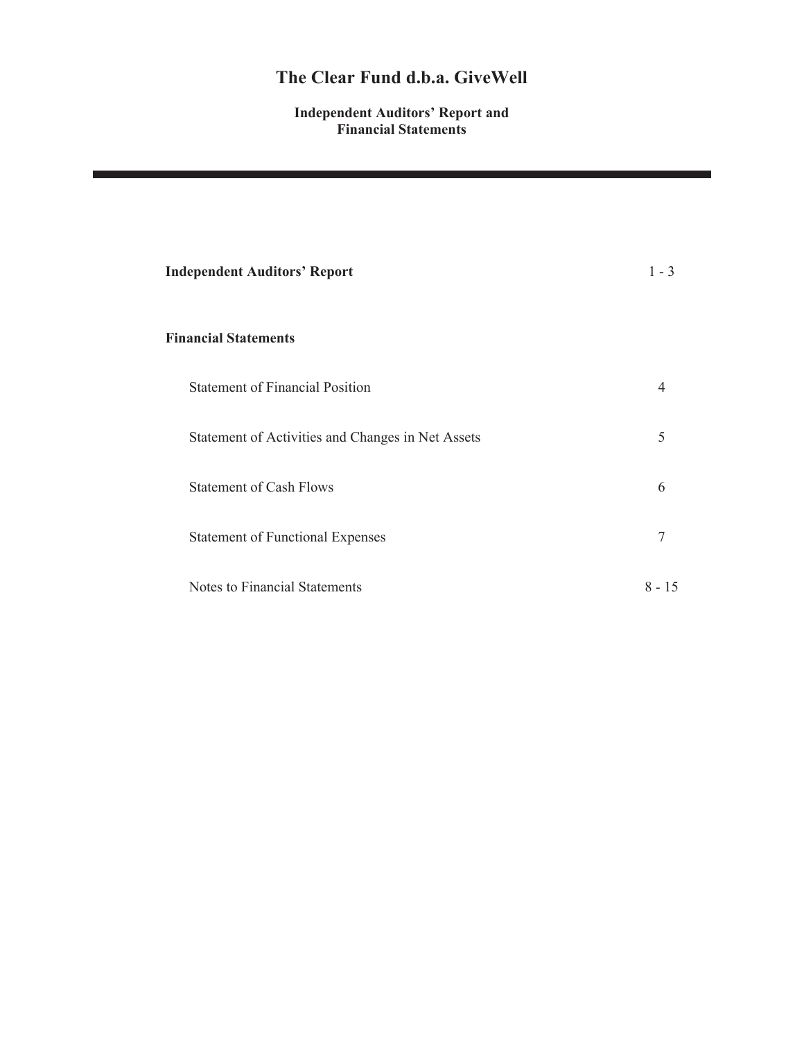# The Clear Fund d.b.a. GiveWell

**Independent Auditors' Report and Financial Statements**

| | |
|---|---|
| **Independent Auditors' Report** | 1 - 3 |
| **Financial Statements** | |
| Statement of Financial Position | 4 |
| Statement of Activities and Changes in Net Assets | 5 |
| Statement of Cash Flows | 6 |
| Statement of Functional Expenses | 7 |
| Notes to Financial Statements | 8 - 15 |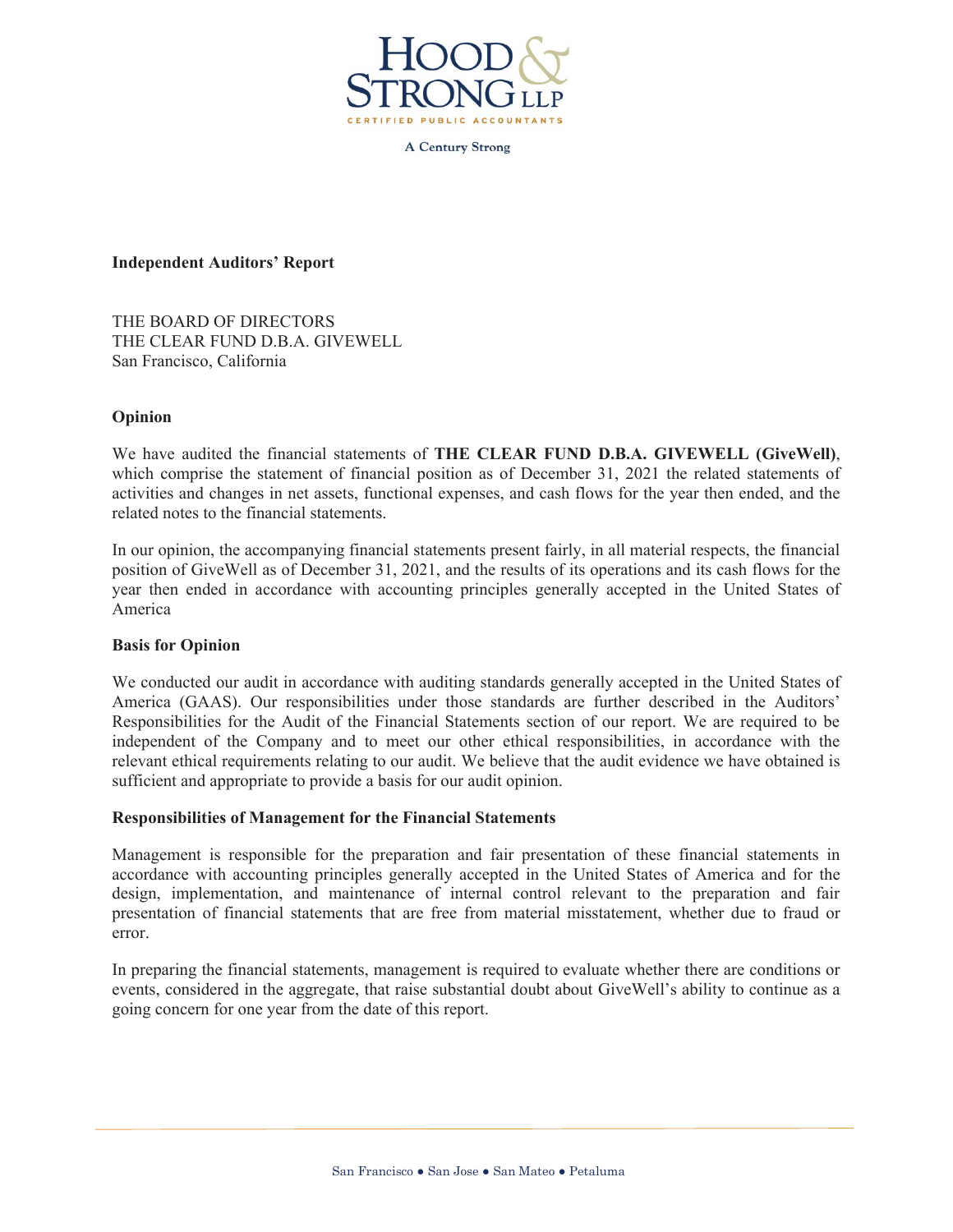**Independent Auditors' Report**

THE BOARD OF DIRECTORS
THE CLEAR FUND D.B.A. GIVEWELL
San Francisco, California

**Opinion**

We have audited the financial statements of **THE CLEAR FUND D.B.A. GIVEWELL (GiveWell)**, which comprise the statement of financial position as of December 31, 2021 the related statements of activities and changes in net assets, functional expenses, and cash flows for the year then ended, and the related notes to the financial statements.

In our opinion, the accompanying financial statements present fairly, in all material respects, the financial position of GiveWell as of December 31, 2021, and the results of its operations and its cash flows for the year then ended in accordance with accounting principles generally accepted in the United States of America

**Basis for Opinion**

We conducted our audit in accordance with auditing standards generally accepted in the United States of America (GAAS). Our responsibilities under those standards are further described in the Auditors' Responsibilities for the Audit of the Financial Statements section of our report. We are required to be independent of the Company and to meet our other ethical responsibilities, in accordance with the relevant ethical requirements relating to our audit. We believe that the audit evidence we have obtained is sufficient and appropriate to provide a basis for our audit opinion.

**Responsibilities of Management for the Financial Statements**

Management is responsible for the preparation and fair presentation of these financial statements in accordance with accounting principles generally accepted in the United States of America and for the design, implementation, and maintenance of internal control relevant to the preparation and fair presentation of financial statements that are free from material misstatement, whether due to fraud or error.

In preparing the financial statements, management is required to evaluate whether there are conditions or events, considered in the aggregate, that raise substantial doubt about GiveWell's ability to continue as a going concern for one year from the date of this report.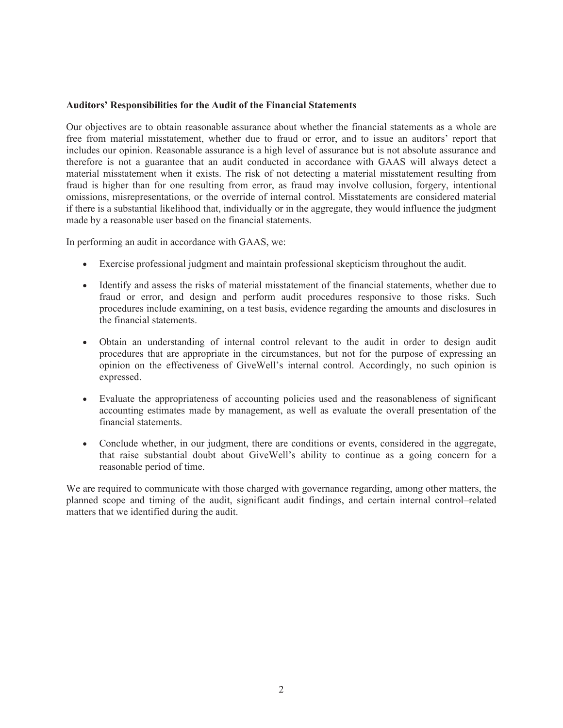**Auditors' Responsibilities for the Audit of the Financial Statements**

Our objectives are to obtain reasonable assurance about whether the financial statements as a whole are free from material misstatement, whether due to fraud or error, and to issue an auditors' report that includes our opinion. Reasonable assurance is a high level of assurance but is not absolute assurance and therefore is not a guarantee that an audit conducted in accordance with GAAS will always detect a material misstatement when it exists. The risk of not detecting a material misstatement resulting from fraud is higher than for one resulting from error, as fraud may involve collusion, forgery, intentional omissions, misrepresentations, or the override of internal control. Misstatements are considered material if there is a substantial likelihood that, individually or in the aggregate, they would influence the judgment made by a reasonable user based on the financial statements.

In performing an audit in accordance with GAAS, we:

- Exercise professional judgment and maintain professional skepticism throughout the audit.
- Identify and assess the risks of material misstatement of the financial statements, whether due to fraud or error, and design and perform audit procedures responsive to those risks. Such procedures include examining, on a test basis, evidence regarding the amounts and disclosures in the financial statements.
- Obtain an understanding of internal control relevant to the audit in order to design audit procedures that are appropriate in the circumstances, but not for the purpose of expressing an opinion on the effectiveness of GiveWell's internal control. Accordingly, no such opinion is expressed.
- Evaluate the appropriateness of accounting policies used and the reasonableness of significant accounting estimates made by management, as well as evaluate the overall presentation of the financial statements.
- Conclude whether, in our judgment, there are conditions or events, considered in the aggregate, that raise substantial doubt about GiveWell's ability to continue as a going concern for a reasonable period of time.

We are required to communicate with those charged with governance regarding, among other matters, the planned scope and timing of the audit, significant audit findings, and certain internal control–related matters that we identified during the audit.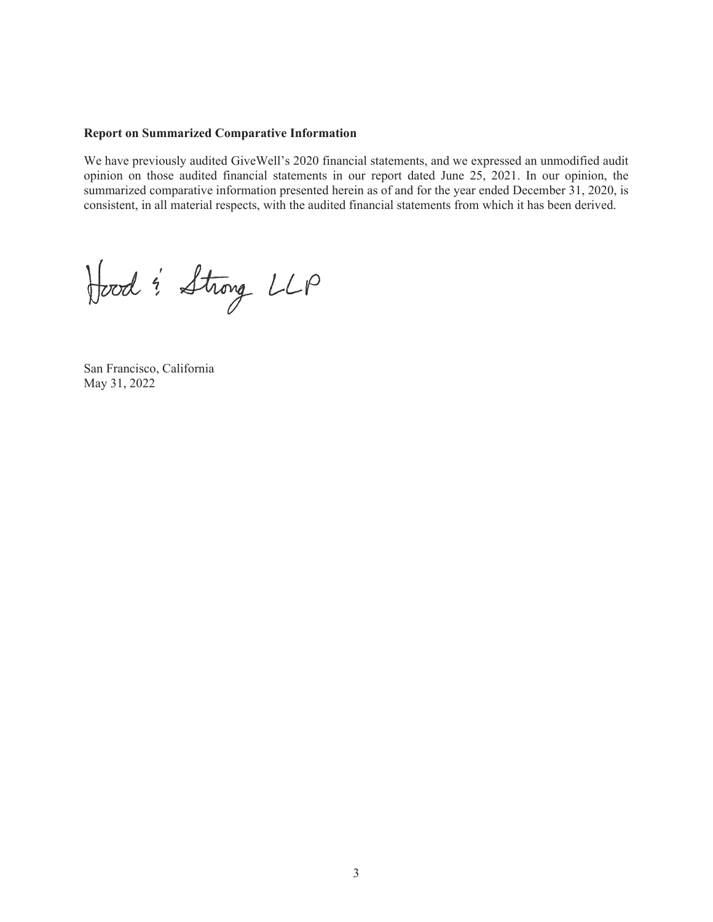**Report on Summarized Comparative Information**

We have previously audited GiveWell's 2020 financial statements, and we expressed an unmodified audit opinion on those audited financial statements in our report dated June 25, 2021. In our opinion, the summarized comparative information presented herein as of and for the year ended December 31, 2020, is consistent, in all material respects, with the audited financial statements from which it has been derived.

Hood & Strong LLP

San Francisco, California
May 31, 2022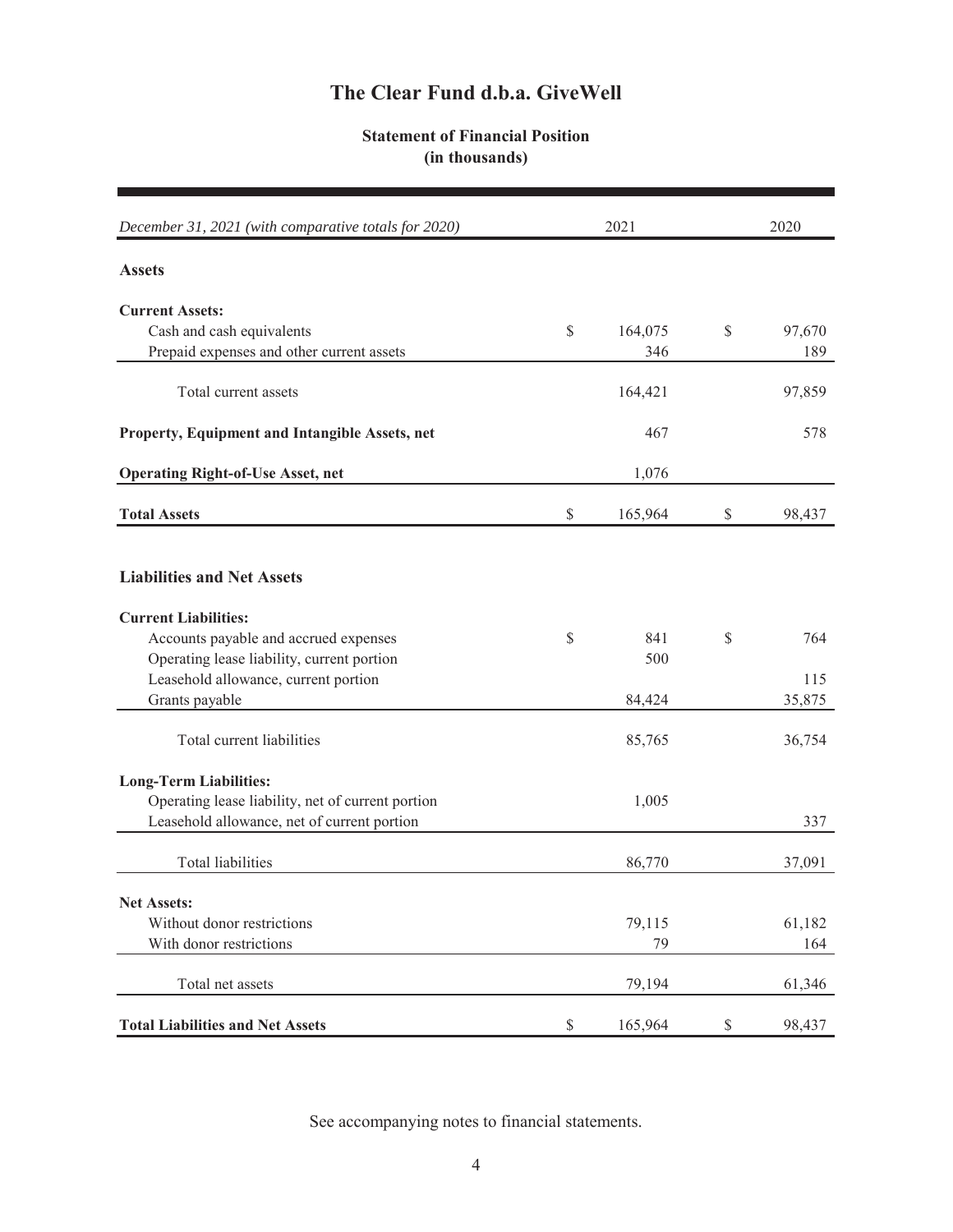# The Clear Fund d.b.a. GiveWell

## Statement of Financial Position
### (in thousands)

| *December 31, 2021 (with comparative totals for 2020)* | 2021 | 2020 |
|---|---|---|
| **Assets** | | |
| **Current Assets:** | | |
| Cash and cash equivalents | $ 164,075 | $ 97,670 |
| Prepaid expenses and other current assets | 346 | 189 |
| Total current assets | 164,421 | 97,859 |
| **Property, Equipment and Intangible Assets, net** | 467 | 578 |
| **Operating Right-of-Use Asset, net** | 1,076 | |
| **Total Assets** | $ 165,964 | $ 98,437 |
| **Liabilities and Net Assets** | | |
| **Current Liabilities:** | | |
| Accounts payable and accrued expenses | $ 841 | $ 764 |
| Operating lease liability, current portion | 500 | |
| Leasehold allowance, current portion | | 115 |
| Grants payable | 84,424 | 35,875 |
| Total current liabilities | 85,765 | 36,754 |
| **Long-Term Liabilities:** | | |
| Operating lease liability, net of current portion | 1,005 | |
| Leasehold allowance, net of current portion | | 337 |
| Total liabilities | 86,770 | 37,091 |
| **Net Assets:** | | |
| Without donor restrictions | 79,115 | 61,182 |
| With donor restrictions | 79 | 164 |
| Total net assets | 79,194 | 61,346 |
| **Total Liabilities and Net Assets** | $ 165,964 | $ 98,437 |

See accompanying notes to financial statements.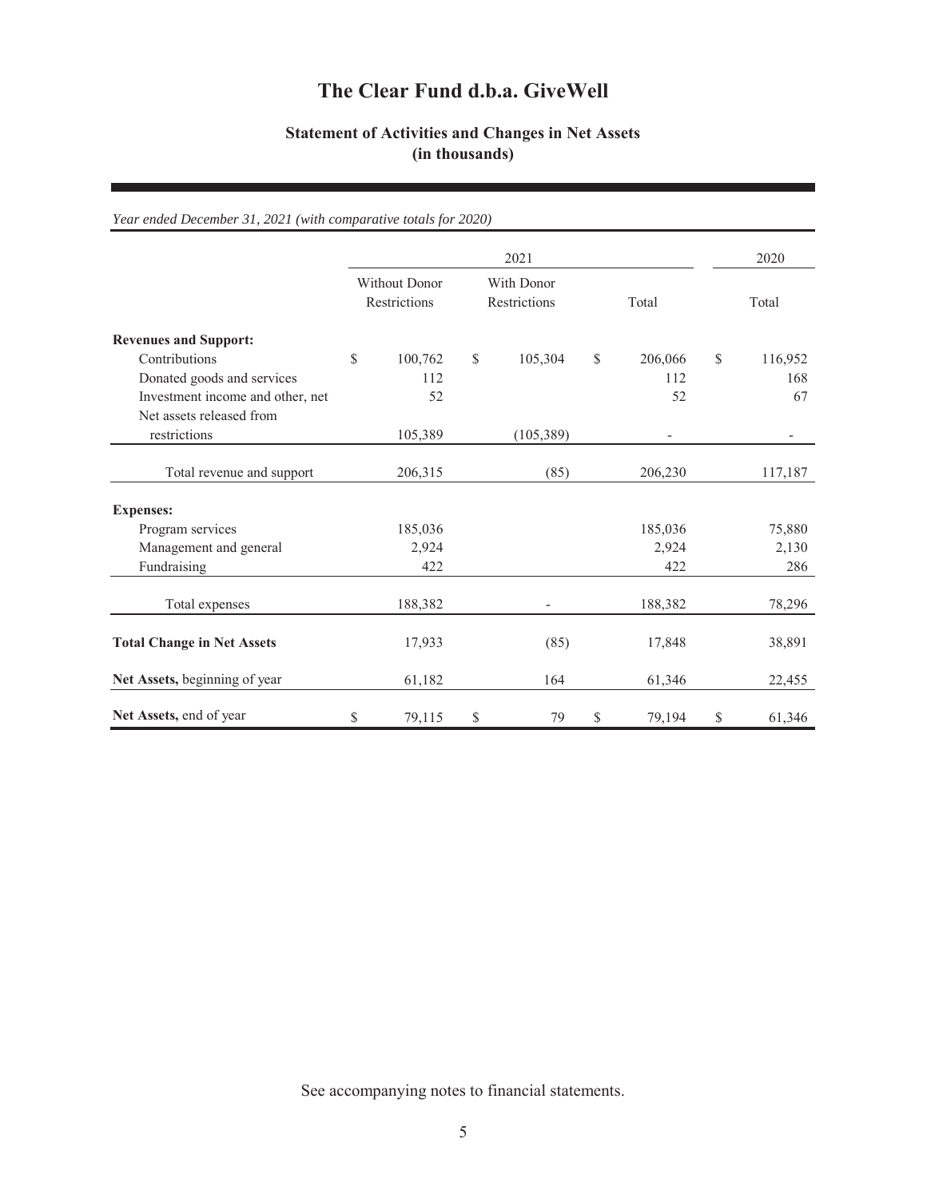# The Clear Fund d.b.a. GiveWell

## Statement of Activities and Changes in Net Assets (in thousands)

*Year ended December 31, 2021 (with comparative totals for 2020)*

| | 2021 | | | 2020 |
|---|---|---|---|---|
| | Without Donor Restrictions | With Donor Restrictions | Total | Total |
| **Revenues and Support:** | | | | |
| Contributions | $ 100,762 | $ 105,304 | $ 206,066 | $ 116,952 |
| Donated goods and services | 112 | | 112 | 168 |
| Investment income and other, net | 52 | | 52 | 67 |
| Net assets released from restrictions | 105,389 | (105,389) | - | - |
| Total revenue and support | 206,315 | (85) | 206,230 | 117,187 |
| **Expenses:** | | | | |
| Program services | 185,036 | | 185,036 | 75,880 |
| Management and general | 2,924 | | 2,924 | 2,130 |
| Fundraising | 422 | | 422 | 286 |
| Total expenses | 188,382 | - | 188,382 | 78,296 |
| **Total Change in Net Assets** | 17,933 | (85) | 17,848 | 38,891 |
| **Net Assets,** beginning of year | 61,182 | 164 | 61,346 | 22,455 |
| **Net Assets,** end of year | $ 79,115 | $ 79 | $ 79,194 | $ 61,346 |

See accompanying notes to financial statements.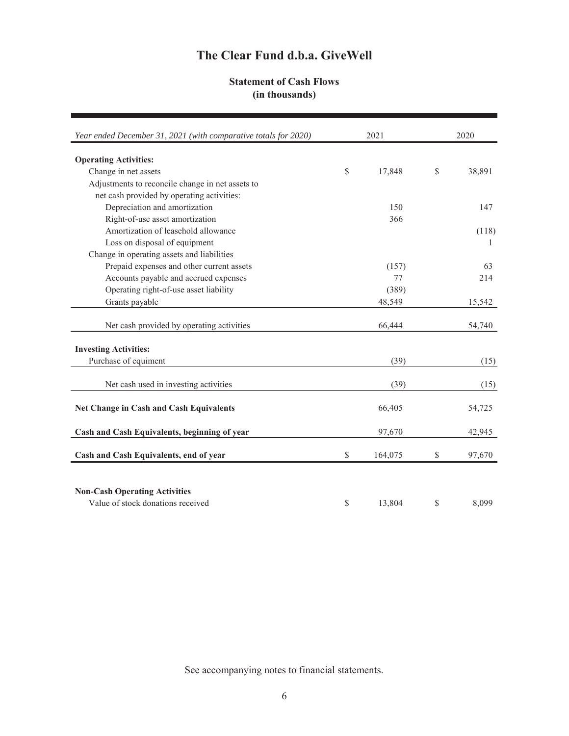# The Clear Fund d.b.a. GiveWell

## Statement of Cash Flows
## (in thousands)

| *Year ended December 31, 2021 (with comparative totals for 2020)* | 2021 | 2020 |
|---|---|---|
| **Operating Activities:** | | |
| Change in net assets | $ 17,848 | $ 38,891 |
| Adjustments to reconcile change in net assets to net cash provided by operating activities: | | |
| Depreciation and amortization | 150 | 147 |
| Right-of-use asset amortization | 366 | |
| Amortization of leasehold allowance | | (118) |
| Loss on disposal of equipment | | 1 |
| Change in operating assets and liabilities | | |
| Prepaid expenses and other current assets | (157) | 63 |
| Accounts payable and accrued expenses | 77 | 214 |
| Operating right-of-use asset liability | (389) | |
| Grants payable | 48,549 | 15,542 |
| Net cash provided by operating activities | 66,444 | 54,740 |
| **Investing Activities:** | | |
| Purchase of equiment | (39) | (15) |
| Net cash used in investing activities | (39) | (15) |
| **Net Change in Cash and Cash Equivalents** | 66,405 | 54,725 |
| **Cash and Cash Equivalents, beginning of year** | 97,670 | 42,945 |
| **Cash and Cash Equivalents, end of year** | $ 164,075 | $ 97,670 |
| **Non-Cash Operating Activities** | | |
| Value of stock donations received | $ 13,804 | $ 8,099 |

See accompanying notes to financial statements.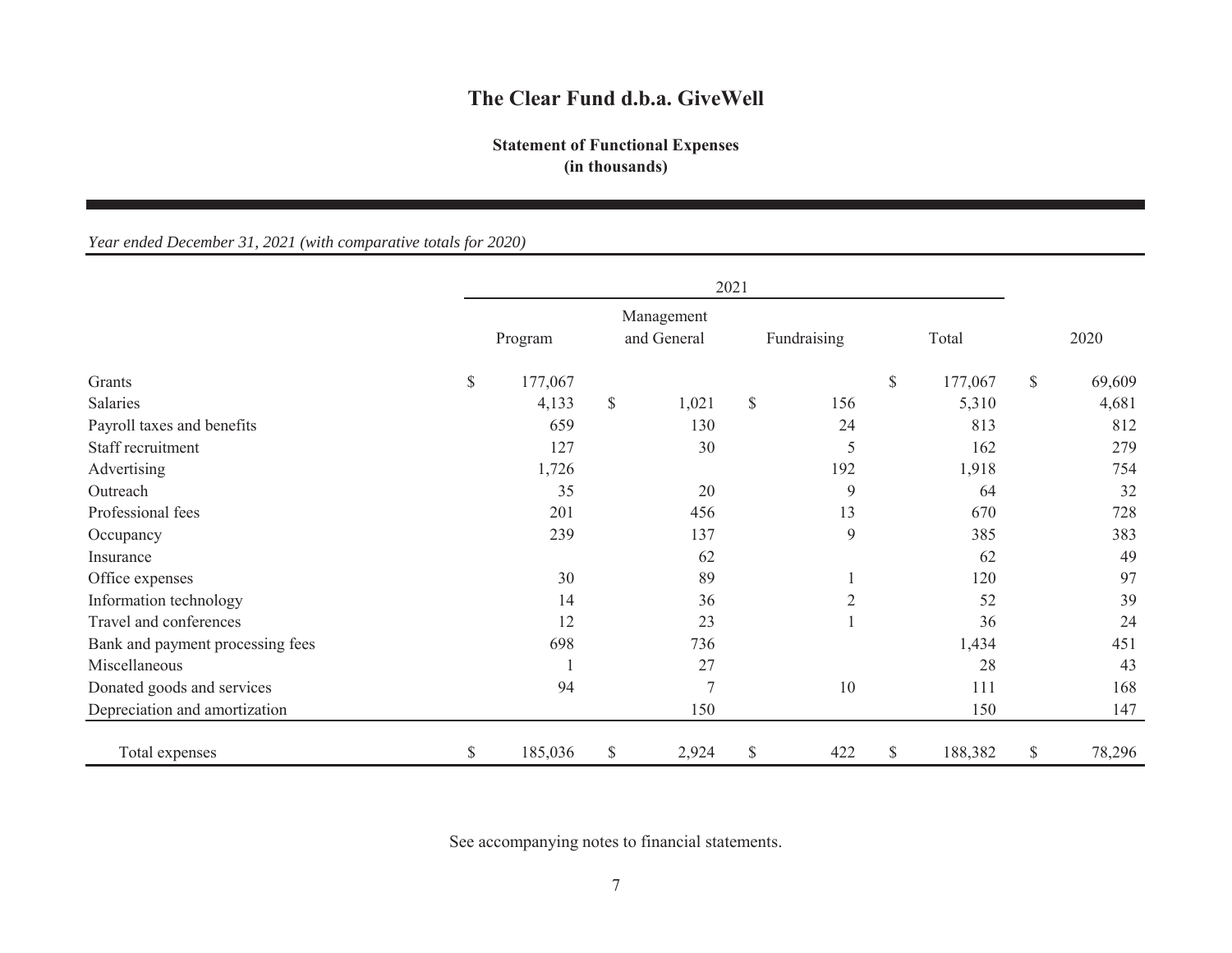# The Clear Fund d.b.a. GiveWell

## Statement of Functional Expenses
**(in thousands)**

*Year ended December 31, 2021 (with comparative totals for 2020)*

| | 2021 | | | | |
|---|---|---|---|---|---|
| | Program | Management and General | Fundraising | Total | 2020 |
| Grants | $ 177,067 | | | $ 177,067 | $ 69,609 |
| Salaries | 4,133 | $ 1,021 | $ 156 | 5,310 | 4,681 |
| Payroll taxes and benefits | 659 | 130 | 24 | 813 | 812 |
| Staff recruitment | 127 | 30 | 5 | 162 | 279 |
| Advertising | 1,726 | | 192 | 1,918 | 754 |
| Outreach | 35 | 20 | 9 | 64 | 32 |
| Professional fees | 201 | 456 | 13 | 670 | 728 |
| Occupancy | 239 | 137 | 9 | 385 | 383 |
| Insurance | | 62 | | 62 | 49 |
| Office expenses | 30 | 89 | 1 | 120 | 97 |
| Information technology | 14 | 36 | 2 | 52 | 39 |
| Travel and conferences | 12 | 23 | 1 | 36 | 24 |
| Bank and payment processing fees | 698 | 736 | | 1,434 | 451 |
| Miscellaneous | 1 | 27 | | 28 | 43 |
| Donated goods and services | 94 | 7 | 10 | 111 | 168 |
| Depreciation and amortization | | 150 | | 150 | 147 |
| Total expenses | $ 185,036 | $ 2,924 | $ 422 | $ 188,382 | $ 78,296 |

See accompanying notes to financial statements.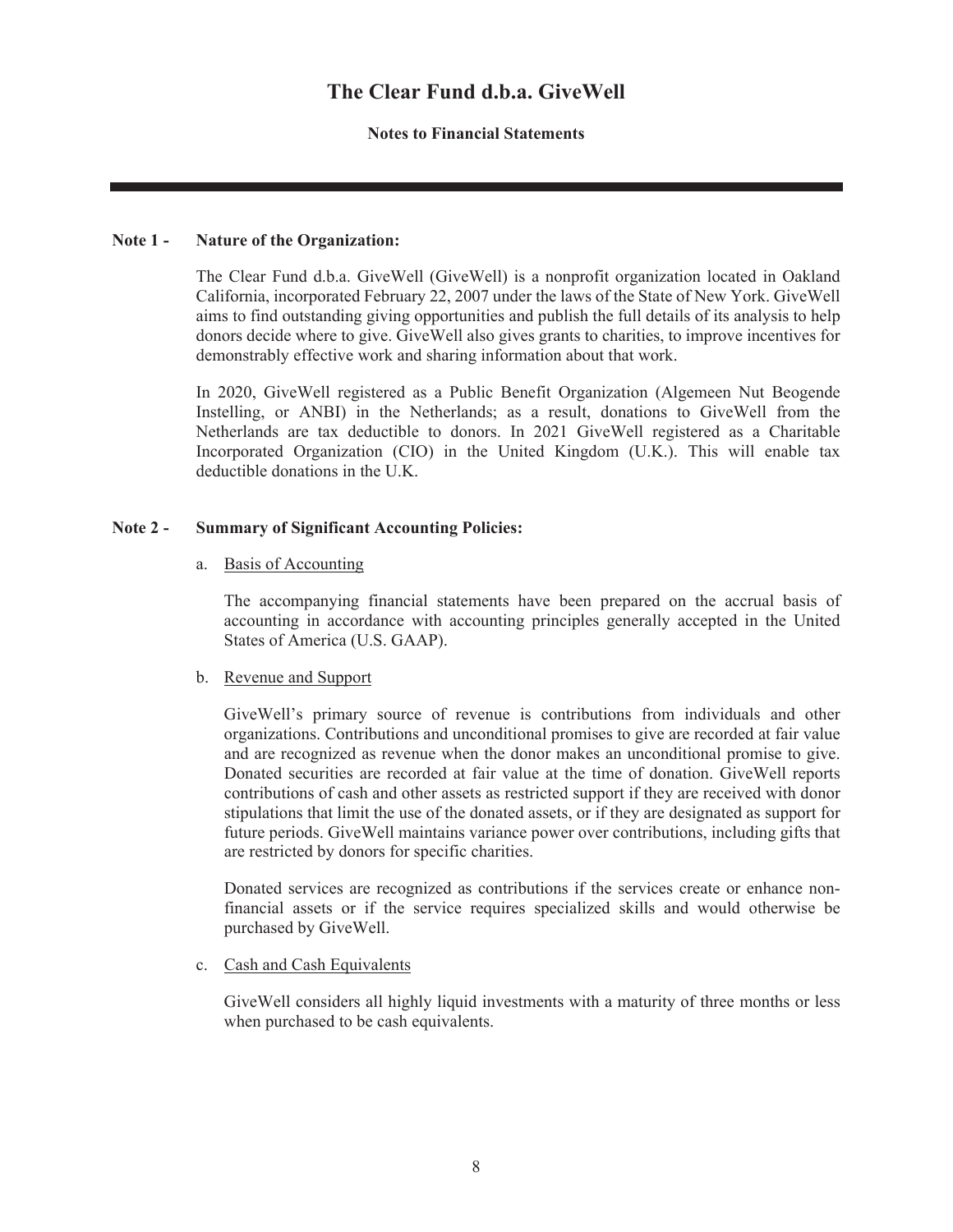# The Clear Fund d.b.a. GiveWell

**Notes to Financial Statements**

---

**Note 1 - Nature of the Organization:**

The Clear Fund d.b.a. GiveWell (GiveWell) is a nonprofit organization located in Oakland California, incorporated February 22, 2007 under the laws of the State of New York. GiveWell aims to find outstanding giving opportunities and publish the full details of its analysis to help donors decide where to give. GiveWell also gives grants to charities, to improve incentives for demonstrably effective work and sharing information about that work.

In 2020, GiveWell registered as a Public Benefit Organization (Algemeen Nut Beogende Instelling, or ANBI) in the Netherlands; as a result, donations to GiveWell from the Netherlands are tax deductible to donors. In 2021 GiveWell registered as a Charitable Incorporated Organization (CIO) in the United Kingdom (U.K.). This will enable tax deductible donations in the U.K.

**Note 2 - Summary of Significant Accounting Policies:**

a. Basis of Accounting

The accompanying financial statements have been prepared on the accrual basis of accounting in accordance with accounting principles generally accepted in the United States of America (U.S. GAAP).

b. Revenue and Support

GiveWell's primary source of revenue is contributions from individuals and other organizations. Contributions and unconditional promises to give are recorded at fair value and are recognized as revenue when the donor makes an unconditional promise to give. Donated securities are recorded at fair value at the time of donation. GiveWell reports contributions of cash and other assets as restricted support if they are received with donor stipulations that limit the use of the donated assets, or if they are designated as support for future periods. GiveWell maintains variance power over contributions, including gifts that are restricted by donors for specific charities.

Donated services are recognized as contributions if the services create or enhance non-financial assets or if the service requires specialized skills and would otherwise be purchased by GiveWell.

c. Cash and Cash Equivalents

GiveWell considers all highly liquid investments with a maturity of three months or less when purchased to be cash equivalents.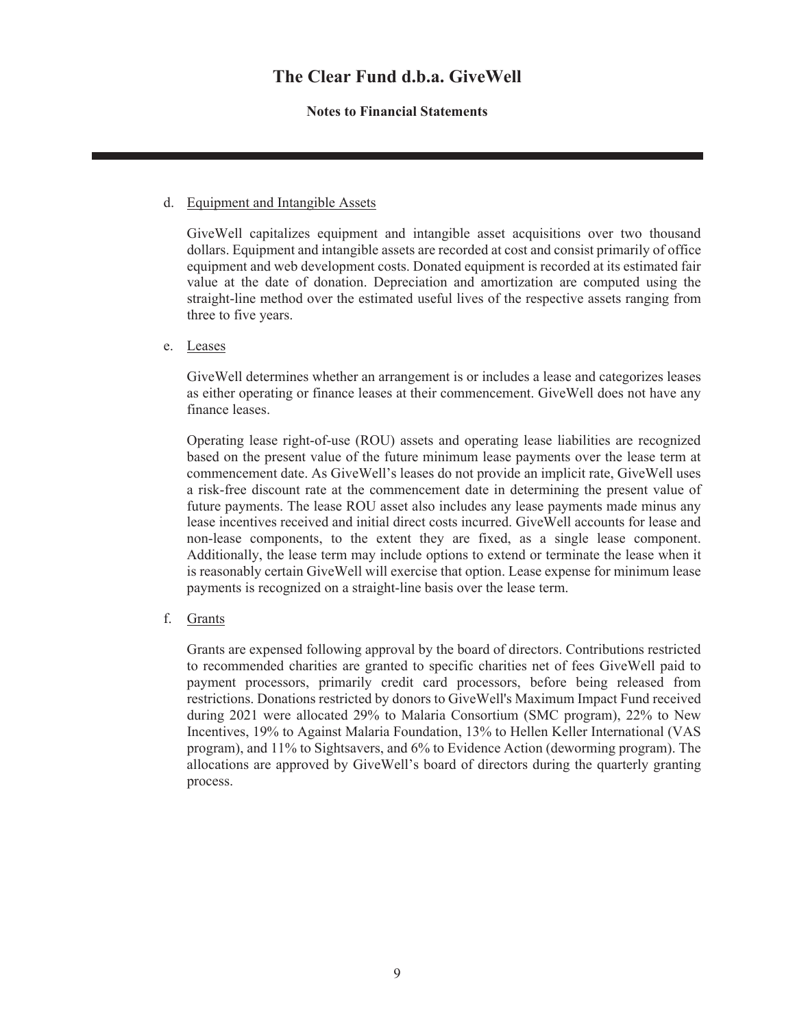d. Equipment and Intangible Assets

GiveWell capitalizes equipment and intangible asset acquisitions over two thousand dollars. Equipment and intangible assets are recorded at cost and consist primarily of office equipment and web development costs. Donated equipment is recorded at its estimated fair value at the date of donation. Depreciation and amortization are computed using the straight-line method over the estimated useful lives of the respective assets ranging from three to five years.

e. Leases

GiveWell determines whether an arrangement is or includes a lease and categorizes leases as either operating or finance leases at their commencement. GiveWell does not have any finance leases.

Operating lease right-of-use (ROU) assets and operating lease liabilities are recognized based on the present value of the future minimum lease payments over the lease term at commencement date. As GiveWell's leases do not provide an implicit rate, GiveWell uses a risk-free discount rate at the commencement date in determining the present value of future payments. The lease ROU asset also includes any lease payments made minus any lease incentives received and initial direct costs incurred. GiveWell accounts for lease and non-lease components, to the extent they are fixed, as a single lease component. Additionally, the lease term may include options to extend or terminate the lease when it is reasonably certain GiveWell will exercise that option. Lease expense for minimum lease payments is recognized on a straight-line basis over the lease term.

f. Grants

Grants are expensed following approval by the board of directors. Contributions restricted to recommended charities are granted to specific charities net of fees GiveWell paid to payment processors, primarily credit card processors, before being released from restrictions. Donations restricted by donors to GiveWell's Maximum Impact Fund received during 2021 were allocated 29% to Malaria Consortium (SMC program), 22% to New Incentives, 19% to Against Malaria Foundation, 13% to Hellen Keller International (VAS program), and 11% to Sightsavers, and 6% to Evidence Action (deworming program). The allocations are approved by GiveWell's board of directors during the quarterly granting process.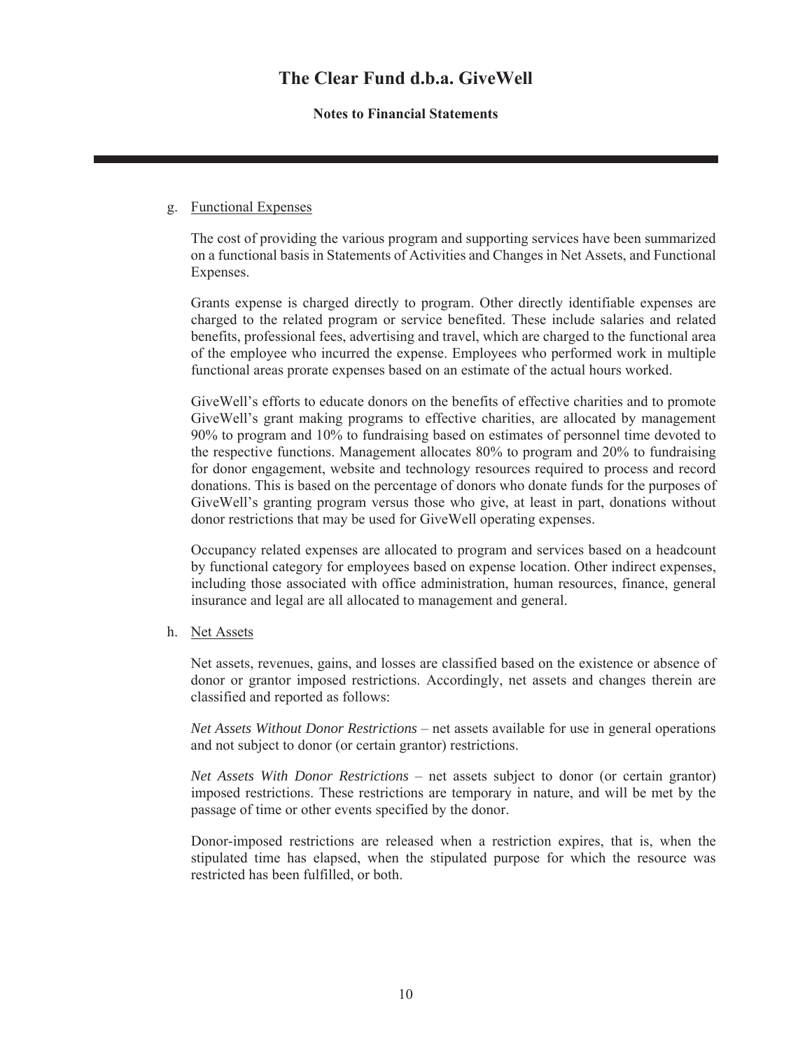g. Functional Expenses

The cost of providing the various program and supporting services have been summarized on a functional basis in Statements of Activities and Changes in Net Assets, and Functional Expenses.

Grants expense is charged directly to program. Other directly identifiable expenses are charged to the related program or service benefited. These include salaries and related benefits, professional fees, advertising and travel, which are charged to the functional area of the employee who incurred the expense. Employees who performed work in multiple functional areas prorate expenses based on an estimate of the actual hours worked.

GiveWell's efforts to educate donors on the benefits of effective charities and to promote GiveWell's grant making programs to effective charities, are allocated by management 90% to program and 10% to fundraising based on estimates of personnel time devoted to the respective functions. Management allocates 80% to program and 20% to fundraising for donor engagement, website and technology resources required to process and record donations. This is based on the percentage of donors who donate funds for the purposes of GiveWell's granting program versus those who give, at least in part, donations without donor restrictions that may be used for GiveWell operating expenses.

Occupancy related expenses are allocated to program and services based on a headcount by functional category for employees based on expense location. Other indirect expenses, including those associated with office administration, human resources, finance, general insurance and legal are all allocated to management and general.

h. Net Assets

Net assets, revenues, gains, and losses are classified based on the existence or absence of donor or grantor imposed restrictions. Accordingly, net assets and changes therein are classified and reported as follows:

*Net Assets Without Donor Restrictions* – net assets available for use in general operations and not subject to donor (or certain grantor) restrictions.

*Net Assets With Donor Restrictions* – net assets subject to donor (or certain grantor) imposed restrictions. These restrictions are temporary in nature, and will be met by the passage of time or other events specified by the donor.

Donor-imposed restrictions are released when a restriction expires, that is, when the stipulated time has elapsed, when the stipulated purpose for which the resource was restricted has been fulfilled, or both.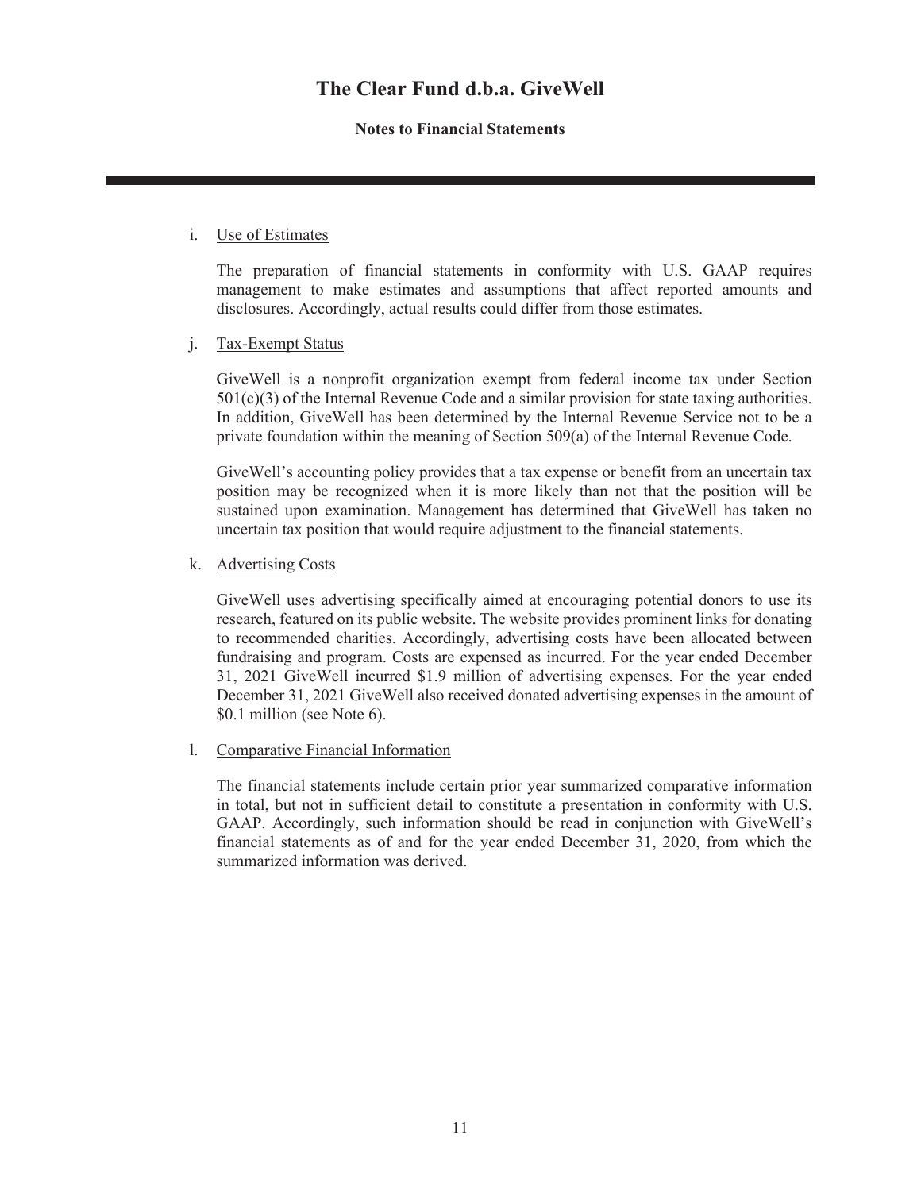# The Clear Fund d.b.a. GiveWell

**Notes to Financial Statements**

i. Use of Estimates

The preparation of financial statements in conformity with U.S. GAAP requires management to make estimates and assumptions that affect reported amounts and disclosures. Accordingly, actual results could differ from those estimates.

j. Tax-Exempt Status

GiveWell is a nonprofit organization exempt from federal income tax under Section 501(c)(3) of the Internal Revenue Code and a similar provision for state taxing authorities. In addition, GiveWell has been determined by the Internal Revenue Service not to be a private foundation within the meaning of Section 509(a) of the Internal Revenue Code.

GiveWell's accounting policy provides that a tax expense or benefit from an uncertain tax position may be recognized when it is more likely than not that the position will be sustained upon examination. Management has determined that GiveWell has taken no uncertain tax position that would require adjustment to the financial statements.

k. Advertising Costs

GiveWell uses advertising specifically aimed at encouraging potential donors to use its research, featured on its public website. The website provides prominent links for donating to recommended charities. Accordingly, advertising costs have been allocated between fundraising and program. Costs are expensed as incurred. For the year ended December 31, 2021 GiveWell incurred $1.9 million of advertising expenses. For the year ended December 31, 2021 GiveWell also received donated advertising expenses in the amount of $0.1 million (see Note 6).

l. Comparative Financial Information

The financial statements include certain prior year summarized comparative information in total, but not in sufficient detail to constitute a presentation in conformity with U.S. GAAP. Accordingly, such information should be read in conjunction with GiveWell's financial statements as of and for the year ended December 31, 2020, from which the summarized information was derived.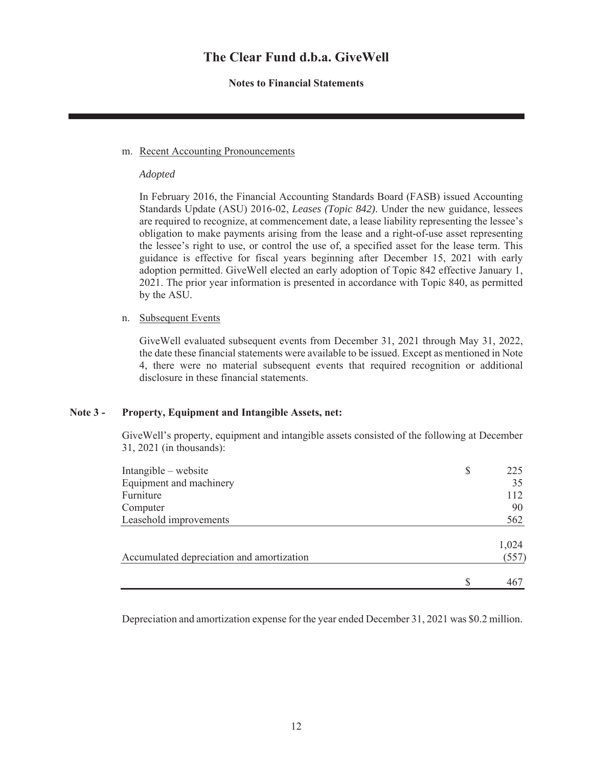m. Recent Accounting Pronouncements

*Adopted*

In February 2016, the Financial Accounting Standards Board (FASB) issued Accounting Standards Update (ASU) 2016-02, *Leases (Topic 842)*. Under the new guidance, lessees are required to recognize, at commencement date, a lease liability representing the lessee's obligation to make payments arising from the lease and a right-of-use asset representing the lessee's right to use, or control the use of, a specified asset for the lease term. This guidance is effective for fiscal years beginning after December 15, 2021 with early adoption permitted. GiveWell elected an early adoption of Topic 842 effective January 1, 2021. The prior year information is presented in accordance with Topic 840, as permitted by the ASU.

n. Subsequent Events

GiveWell evaluated subsequent events from December 31, 2021 through May 31, 2022, the date these financial statements were available to be issued. Except as mentioned in Note 4, there were no material subsequent events that required recognition or additional disclosure in these financial statements.

## Note 3 - Property, Equipment and Intangible Assets, net:

GiveWell's property, equipment and intangible assets consisted of the following at December 31, 2021 (in thousands):

| | | |
|---|---|---|
| Intangible – website | $ | 225 |
| Equipment and machinery | | 35 |
| Furniture | | 112 |
| Computer | | 90 |
| Leasehold improvements | | 562 |
| | | 1,024 |
| Accumulated depreciation and amortization | | (557) |
| | $ | 467 |

Depreciation and amortization expense for the year ended December 31, 2021 was $0.2 million.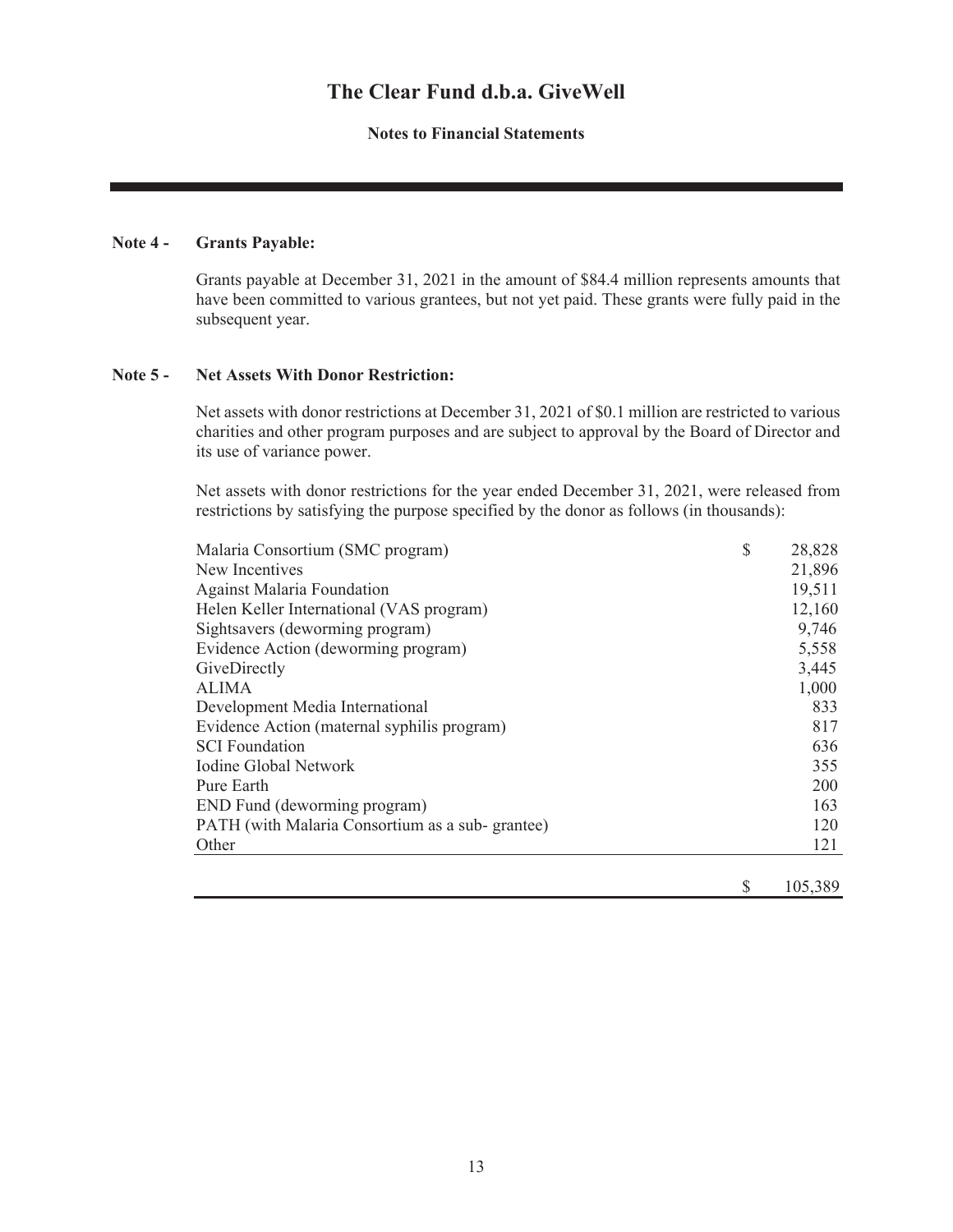# The Clear Fund d.b.a. GiveWell

**Notes to Financial Statements**

**Note 4 - Grants Payable:**

Grants payable at December 31, 2021 in the amount of \$84.4 million represents amounts that have been committed to various grantees, but not yet paid. These grants were fully paid in the subsequent year.

**Note 5 - Net Assets With Donor Restriction:**

Net assets with donor restrictions at December 31, 2021 of \$0.1 million are restricted to various charities and other program purposes and are subject to approval by the Board of Director and its use of variance power.

Net assets with donor restrictions for the year ended December 31, 2021, were released from restrictions by satisfying the purpose specified by the donor as follows (in thousands):

| | | |
|---|---|---|
| Malaria Consortium (SMC program) | \$ | 28,828 |
| New Incentives | | 21,896 |
| Against Malaria Foundation | | 19,511 |
| Helen Keller International (VAS program) | | 12,160 |
| Sightsavers (deworming program) | | 9,746 |
| Evidence Action (deworming program) | | 5,558 |
| GiveDirectly | | 3,445 |
| ALIMA | | 1,000 |
| Development Media International | | 833 |
| Evidence Action (maternal syphilis program) | | 817 |
| SCI Foundation | | 636 |
| Iodine Global Network | | 355 |
| Pure Earth | | 200 |
| END Fund (deworming program) | | 163 |
| PATH (with Malaria Consortium as a sub- grantee) | | 120 |
| Other | | 121 |
| | \$ | 105,389 |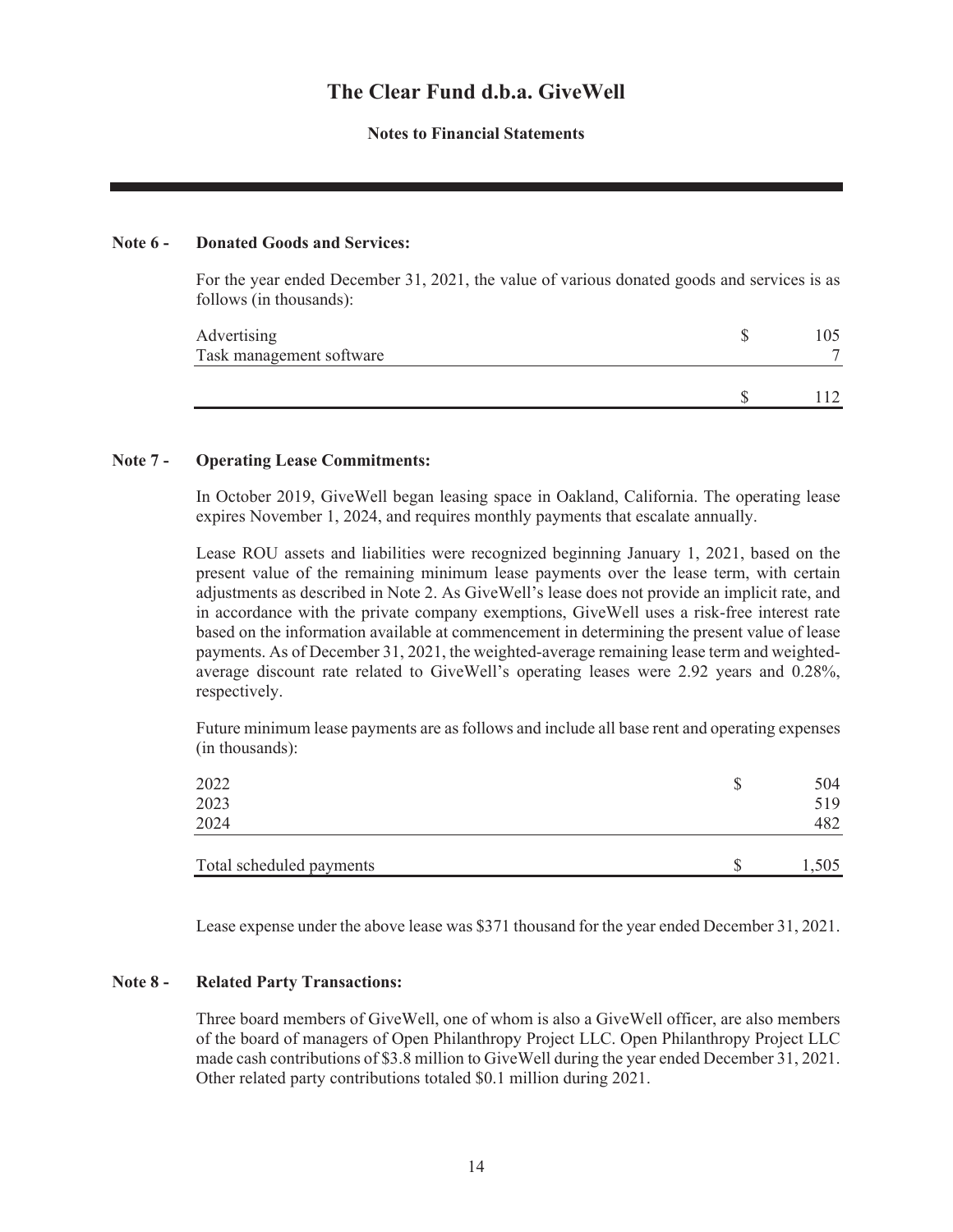# The Clear Fund d.b.a. GiveWell

**Notes to Financial Statements**

---

### Note 6 - Donated Goods and Services:

For the year ended December 31, 2021, the value of various donated goods and services is as follows (in thousands):

| | | |
|---|---|---|
| Advertising | $ | 105 |
| Task management software | | 7 |
| | $ | 112 |

### Note 7 - Operating Lease Commitments:

In October 2019, GiveWell began leasing space in Oakland, California. The operating lease expires November 1, 2024, and requires monthly payments that escalate annually.

Lease ROU assets and liabilities were recognized beginning January 1, 2021, based on the present value of the remaining minimum lease payments over the lease term, with certain adjustments as described in Note 2. As GiveWell's lease does not provide an implicit rate, and in accordance with the private company exemptions, GiveWell uses a risk-free interest rate based on the information available at commencement in determining the present value of lease payments. As of December 31, 2021, the weighted-average remaining lease term and weighted-average discount rate related to GiveWell's operating leases were 2.92 years and 0.28%, respectively.

Future minimum lease payments are as follows and include all base rent and operating expenses (in thousands):

| | | |
|---|---|---|
| 2022 | $ | 504 |
| 2023 | | 519 |
| 2024 | | 482 |
| Total scheduled payments | $ | 1,505 |

Lease expense under the above lease was $371 thousand for the year ended December 31, 2021.

### Note 8 - Related Party Transactions:

Three board members of GiveWell, one of whom is also a GiveWell officer, are also members of the board of managers of Open Philanthropy Project LLC. Open Philanthropy Project LLC made cash contributions of $3.8 million to GiveWell during the year ended December 31, 2021. Other related party contributions totaled $0.1 million during 2021.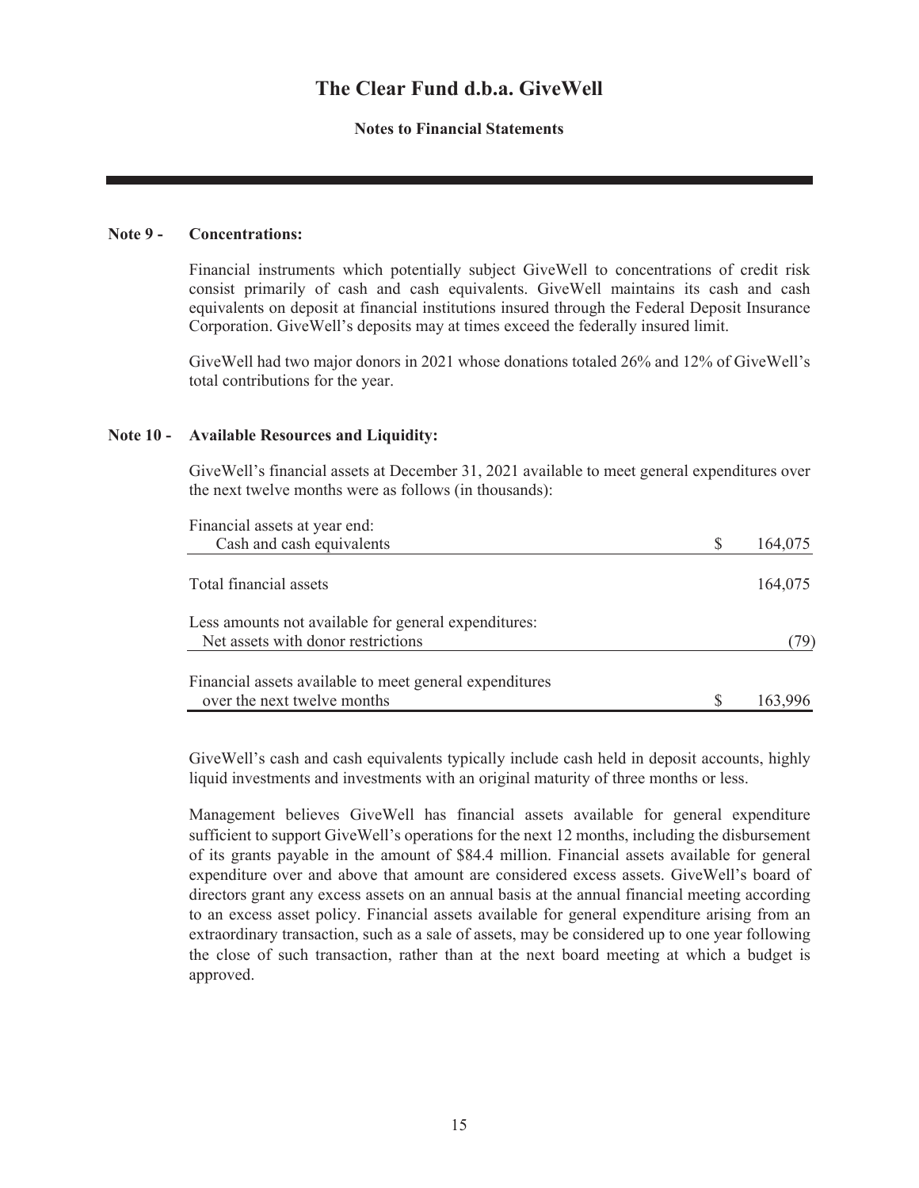# The Clear Fund d.b.a. GiveWell

**Notes to Financial Statements**

**Note 9 - Concentrations:**

Financial instruments which potentially subject GiveWell to concentrations of credit risk consist primarily of cash and cash equivalents. GiveWell maintains its cash and cash equivalents on deposit at financial institutions insured through the Federal Deposit Insurance Corporation. GiveWell's deposits may at times exceed the federally insured limit.

GiveWell had two major donors in 2021 whose donations totaled 26% and 12% of GiveWell's total contributions for the year.

**Note 10 - Available Resources and Liquidity:**

GiveWell's financial assets at December 31, 2021 available to meet general expenditures over the next twelve months were as follows (in thousands):

| | | |
|---|---|---|
| Financial assets at year end: | | |
| Cash and cash equivalents | $ | 164,075 |
| Total financial assets | | 164,075 |
| Less amounts not available for general expenditures: | | |
| Net assets with donor restrictions | | (79) |
| Financial assets available to meet general expenditures over the next twelve months | $ | 163,996 |

GiveWell's cash and cash equivalents typically include cash held in deposit accounts, highly liquid investments and investments with an original maturity of three months or less.

Management believes GiveWell has financial assets available for general expenditure sufficient to support GiveWell's operations for the next 12 months, including the disbursement of its grants payable in the amount of $84.4 million. Financial assets available for general expenditure over and above that amount are considered excess assets. GiveWell's board of directors grant any excess assets on an annual basis at the annual financial meeting according to an excess asset policy. Financial assets available for general expenditure arising from an extraordinary transaction, such as a sale of assets, may be considered up to one year following the close of such transaction, rather than at the next board meeting at which a budget is approved.